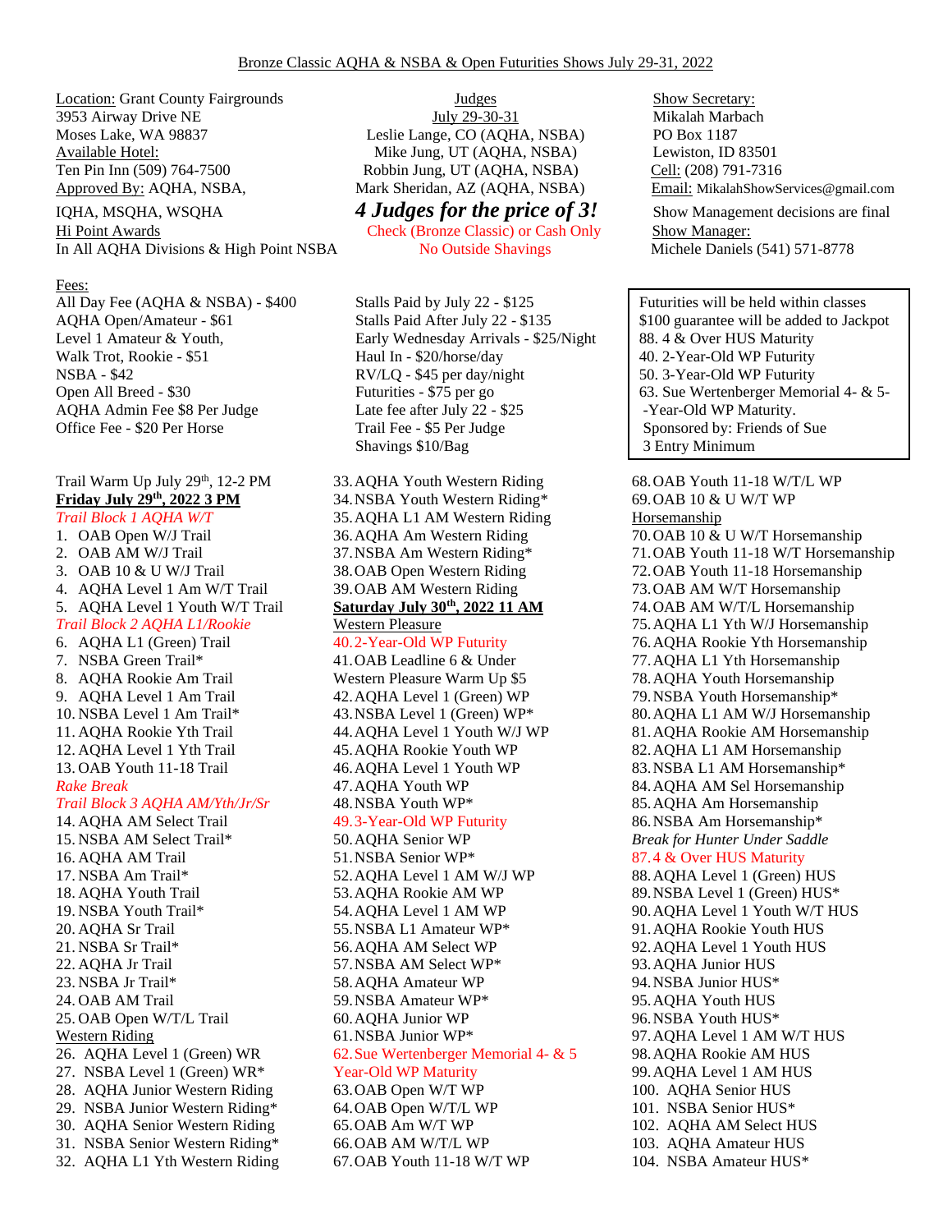# Bronze Classic AQHA & NSBA & Open Futurities Shows July 29-31, 2022

Location: Grant County Fairgrounds
3953 Airway Drive NE
Moses Lake, WA 98837
Available Hotel:
Ten Pin Inn (509) 764-7500
Approved By: AQHA, NSBA, IQHA, MSQHA, WSQHA
Hi Point Awards
In All AQHA Divisions & High Point NSBA

Judges
July 29-30-31
Leslie Lange, CO (AQHA, NSBA)
Mike Jung, UT (AQHA, NSBA)
Robbin Jung, UT (AQHA, NSBA)
Mark Sheridan, AZ (AQHA, NSBA)

***4 Judges for the price of 3!***

Check (Bronze Classic) or Cash Only
No Outside Shavings

Show Secretary:
Mikalah Marbach
PO Box 1187
Lewiston, ID 83501
Cell: (208) 791-7316
Email: MikalahShowServices@gmail.com
Show Management decisions are final
Show Manager:
Michele Daniels (541) 571-8778

Fees:
All Day Fee (AQHA & NSBA) - $400
AQHA Open/Amateur - $61
Level 1 Amateur & Youth, Walk Trot, Rookie - $51
NSBA - $42
Open All Breed - $30
AQHA Admin Fee $8 Per Judge
Office Fee - $20 Per Horse

Stalls Paid by July 22 - $125
Stalls Paid After July 22 - $135
Early Wednesday Arrivals - $25/Night
Haul In - $20/horse/day
RV/LQ - $45 per day/night
Futurities - $75 per go
Late fee after July 22 - $25
Trail Fee - $5 Per Judge
Shavings $10/Bag

Futurities will be held within classes
$100 guarantee will be added to Jackpot
88. 4 & Over HUS Maturity
40. 2-Year-Old WP Futurity
50. 3-Year-Old WP Futurity
63. Sue Wertenberger Memorial 4- & 5- -Year-Old WP Maturity.
Sponsored by: Friends of Sue
3 Entry Minimum

Trail Warm Up July 29th, 12-2 PM

**Friday July 29th, 2022 3 PM**

*Trail Block 1 AQHA W/T*

1. OAB Open W/J Trail
2. OAB AM W/J Trail
3. OAB 10 & U W/J Trail
4. AQHA Level 1 Am W/T Trail
5. AQHA Level 1 Youth W/T Trail

*Trail Block 2 AQHA L1/Rookie*

6. AQHA L1 (Green) Trail
7. NSBA Green Trail*
8. AQHA Rookie Am Trail
9. AQHA Level 1 Am Trail
10. NSBA Level 1 Am Trail*
11. AQHA Rookie Yth Trail
12. AQHA Level 1 Yth Trail
13. OAB Youth 11-18 Trail

*Rake Break*

*Trail Block 3 AQHA AM/Yth/Jr/Sr*

14. AQHA AM Select Trail
15. NSBA AM Select Trail*
16. AQHA AM Trail
17. NSBA Am Trail*
18. AQHA Youth Trail
19. NSBA Youth Trail*
20. AQHA Sr Trail
21. NSBA Sr Trail*
22. AQHA Jr Trail
23. NSBA Jr Trail*
24. OAB AM Trail
25. OAB Open W/T/L Trail

Western Riding

26. AQHA Level 1 (Green) WR
27. NSBA Level 1 (Green) WR*
28. AQHA Junior Western Riding
29. NSBA Junior Western Riding*
30. AQHA Senior Western Riding
31. NSBA Senior Western Riding*
32. AQHA L1 Yth Western Riding
33. AQHA Youth Western Riding
34. NSBA Youth Western Riding*
35. AQHA L1 AM Western Riding
36. AQHA Am Western Riding
37. NSBA Am Western Riding*
38. OAB Open Western Riding
39. OAB AM Western Riding

**Saturday July 30th, 2022 11 AM**

Western Pleasure

40. 2-Year-Old WP Futurity
41. OAB Leadline 6 & Under

Western Pleasure Warm Up $5

42. AQHA Level 1 (Green) WP
43. NSBA Level 1 (Green) WP*
44. AQHA Level 1 Youth W/J WP
45. AQHA Rookie Youth WP
46. AQHA Level 1 Youth WP
47. AQHA Youth WP
48. NSBA Youth WP*
49. 3-Year-Old WP Futurity
50. AQHA Senior WP
51. NSBA Senior WP*
52. AQHA Level 1 AM W/J WP
53. AQHA Rookie AM WP
54. AQHA Level 1 AM WP
55. NSBA L1 Amateur WP*
56. AQHA AM Select WP
57. NSBA AM Select WP*
58. AQHA Amateur WP
59. NSBA Amateur WP*
60. AQHA Junior WP
61. NSBA Junior WP*
62. Sue Wertenberger Memorial 4- & 5 Year-Old WP Maturity
63. OAB Open W/T WP
64. OAB Open W/T/L WP
65. OAB Am W/T WP
66. OAB AM W/T/L WP
67. OAB Youth 11-18 W/T WP
68. OAB Youth 11-18 W/T/L WP
69. OAB 10 & U W/T WP

Horsemanship

70. OAB 10 & U W/T Horsemanship
71. OAB Youth 11-18 W/T Horsemanship
72. OAB Youth 11-18 Horsemanship
73. OAB AM W/T Horsemanship
74. OAB AM W/T/L Horsemanship
75. AQHA L1 Yth W/J Horsemanship
76. AQHA Rookie Yth Horsemanship
77. AQHA L1 Yth Horsemanship
78. AQHA Youth Horsemanship
79. NSBA Youth Horsemanship*
80. AQHA L1 AM W/J Horsemanship
81. AQHA Rookie AM Horsemanship
82. AQHA L1 AM Horsemanship
83. NSBA L1 AM Horsemanship*
84. AQHA AM Sel Horsemanship
85. AQHA Am Horsemanship
86. NSBA Am Horsemanship*

*Break for Hunter Under Saddle*

87. 4 & Over HUS Maturity
88. AQHA Level 1 (Green) HUS
89. NSBA Level 1 (Green) HUS*
90. AQHA Level 1 Youth W/T HUS
91. AQHA Rookie Youth HUS
92. AQHA Level 1 Youth HUS
93. AQHA Junior HUS
94. NSBA Junior HUS*
95. AQHA Youth HUS
96. NSBA Youth HUS*
97. AQHA Level 1 AM W/T HUS
98. AQHA Rookie AM HUS
99. AQHA Level 1 AM HUS
100. AQHA Senior HUS
101. NSBA Senior HUS*
102. AQHA AM Select HUS
103. AQHA Amateur HUS
104. NSBA Amateur HUS*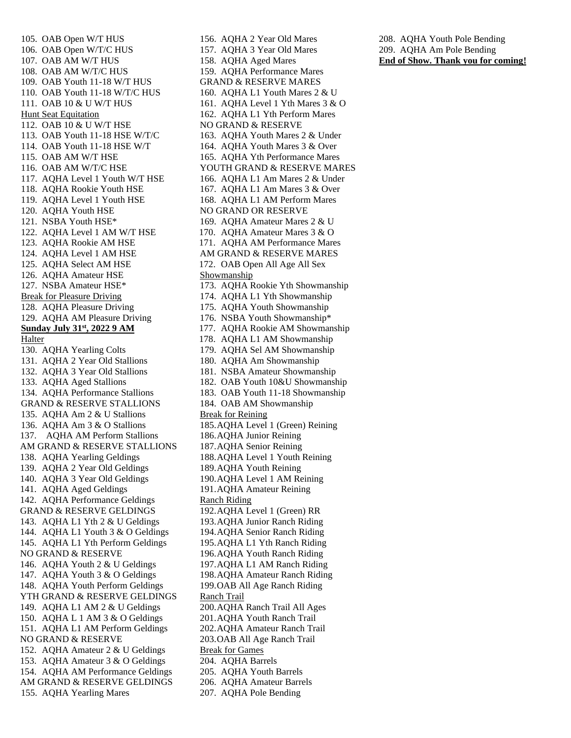105. OAB Open W/T HUS
106. OAB Open W/T/C HUS
107. OAB AM W/T HUS
108. OAB AM W/T/C HUS
109. OAB Youth 11-18 W/T HUS
110. OAB Youth 11-18 W/T/C HUS
111. OAB 10 & U W/T HUS

Hunt Seat Equitation

112. OAB 10 & U W/T HSE
113. OAB Youth 11-18 HSE W/T/C
114. OAB Youth 11-18 HSE W/T
115. OAB AM W/T HSE
116. OAB AM W/T/C HSE
117. AQHA Level 1 Youth W/T HSE
118. AQHA Rookie Youth HSE
119. AQHA Level 1 Youth HSE
120. AQHA Youth HSE
121. NSBA Youth HSE*
122. AQHA Level 1 AM W/T HSE
123. AQHA Rookie AM HSE
124. AQHA Level 1 AM HSE
125. AQHA Select AM HSE
126. AQHA Amateur HSE
127. NSBA Amateur HSE*

Break for Pleasure Driving

128. AQHA Pleasure Driving
129. AQHA AM Pleasure Driving

**Sunday July 31st, 2022 9 AM**

Halter

130. AQHA Yearling Colts
131. AQHA 2 Year Old Stallions
132. AQHA 3 Year Old Stallions
133. AQHA Aged Stallions
134. AQHA Performance Stallions

GRAND & RESERVE STALLIONS

135. AQHA Am 2 & U Stallions
136. AQHA Am 3 & O Stallions
137. AQHA AM Perform Stallions

AM GRAND & RESERVE STALLIONS

138. AQHA Yearling Geldings
139. AQHA 2 Year Old Geldings
140. AQHA 3 Year Old Geldings
141. AQHA Aged Geldings
142. AQHA Performance Geldings

GRAND & RESERVE GELDINGS

143. AQHA L1 Yth 2 & U Geldings
144. AQHA L1 Youth 3 & O Geldings
145. AQHA L1 Yth Perform Geldings

NO GRAND & RESERVE

146. AQHA Youth 2 & U Geldings
147. AQHA Youth 3 & O Geldings
148. AQHA Youth Perform Geldings

YTH GRAND & RESERVE GELDINGS

149. AQHA L1 AM 2 & U Geldings
150. AQHA L 1 AM 3 & O Geldings
151. AQHA L1 AM Perform Geldings

NO GRAND & RESERVE

152. AQHA Amateur 2 & U Geldings
153. AQHA Amateur 3 & O Geldings
154. AQHA AM Performance Geldings

AM GRAND & RESERVE GELDINGS

155. AQHA Yearling Mares
156. AQHA 2 Year Old Mares
157. AQHA 3 Year Old Mares
158. AQHA Aged Mares
159. AQHA Performance Mares

GRAND & RESERVE MARES

160. AQHA L1 Youth Mares 2 & U
161. AQHA Level 1 Yth Mares 3 & O
162. AQHA L1 Yth Perform Mares

NO GRAND & RESERVE

163. AQHA Youth Mares 2 & Under
164. AQHA Youth Mares 3 & Over
165. AQHA Yth Performance Mares

YOUTH GRAND & RESERVE MARES

166. AQHA L1 Am Mares 2 & Under
167. AQHA L1 Am Mares 3 & Over
168. AQHA L1 AM Perform Mares

NO GRAND OR RESERVE

169. AQHA Amateur Mares 2 & U
170. AQHA Amateur Mares 3 & O
171. AQHA AM Performance Mares

AM GRAND & RESERVE MARES

172. OAB Open All Age All Sex

Showmanship

173. AQHA Rookie Yth Showmanship
174. AQHA L1 Yth Showmanship
175. AQHA Youth Showmanship
176. NSBA Youth Showmanship*
177. AQHA Rookie AM Showmanship
178. AQHA L1 AM Showmanship
179. AQHA Sel AM Showmanship
180. AQHA Am Showmanship
181. NSBA Amateur Showmanship
182. OAB Youth 10&U Showmanship
183. OAB Youth 11-18 Showmanship
184. OAB AM Showmanship

Break for Reining

185. AQHA Level 1 (Green) Reining
186. AQHA Junior Reining
187. AQHA Senior Reining
188. AQHA Level 1 Youth Reining
189. AQHA Youth Reining
190. AQHA Level 1 AM Reining
191. AQHA Amateur Reining

Ranch Riding

192. AQHA Level 1 (Green) RR
193. AQHA Junior Ranch Riding
194. AQHA Senior Ranch Riding
195. AQHA L1 Yth Ranch Riding
196. AQHA Youth Ranch Riding
197. AQHA L1 AM Ranch Riding
198. AQHA Amateur Ranch Riding
199. OAB All Age Ranch Riding

Ranch Trail

200. AQHA Ranch Trail All Ages
201. AQHA Youth Ranch Trail
202. AQHA Amateur Ranch Trail
203. OAB All Age Ranch Trail

Break for Games

204. AQHA Barrels
205. AQHA Youth Barrels
206. AQHA Amateur Barrels
207. AQHA Pole Bending
208. AQHA Youth Pole Bending
209. AQHA Am Pole Bending

**End of Show. Thank you for coming!**